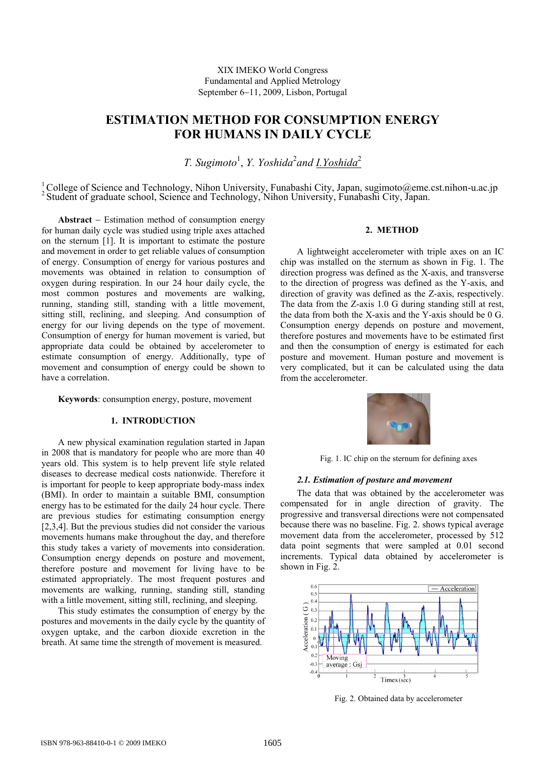XIX IMEKO World Congress
Fundamental and Applied Metrology
September 6−11, 2009, Lisbon, Portugal

# ESTIMATION METHOD FOR CONSUMPTION ENERGY FOR HUMANS IN DAILY CYCLE

*T. Sugimoto*[1], *Y. Yoshida*[2] and *I. Yoshida*[2]

[1] College of Science and Technology, Nihon University, Funabashi City, Japan, sugimoto@eme.cst.nihon-u.ac.jp
[2] Student of graduate school, Science and Technology, Nihon University, Funabashi City, Japan.

**Abstract** − Estimation method of consumption energy for human daily cycle was studied using triple axes attached on the sternum [1]. It is important to estimate the posture and movement in order to get reliable values of consumption of energy. Consumption of energy for various postures and movements was obtained in relation to consumption of oxygen during respiration. In our 24 hour daily cycle, the most common postures and movements are walking, running, standing still, standing with a little movement, sitting still, reclining, and sleeping. And consumption of energy for our living depends on the type of movement. Consumption of energy for human movement is varied, but appropriate data could be obtained by accelerometer to estimate consumption of energy. Additionally, type of movement and consumption of energy could be shown to have a correlation.

**Keywords**: consumption energy, posture, movement

## 1. INTRODUCTION

A new physical examination regulation started in Japan in 2008 that is mandatory for people who are more than 40 years old. This system is to help prevent life style related diseases to decrease medical costs nationwide. Therefore it is important for people to keep appropriate body-mass index (BMI). In order to maintain a suitable BMI, consumption energy has to be estimated for the daily 24 hour cycle. There are previous studies for estimating consumption energy [2,3,4]. But the previous studies did not consider the various movements humans make throughout the day, and therefore this study takes a variety of movements into consideration. Consumption energy depends on posture and movement, therefore posture and movement for living have to be estimated appropriately. The most frequent postures and movements are walking, running, standing still, standing with a little movement, sitting still, reclining, and sleeping.

This study estimates the consumption of energy by the postures and movements in the daily cycle by the quantity of oxygen uptake, and the carbon dioxide excretion in the breath. At same time the strength of movement is measured.

## 2. METHOD

A lightweight accelerometer with triple axes on an IC chip was installed on the sternum as shown in Fig. 1. The direction progress was defined as the X-axis, and transverse to the direction of progress was defined as the Y-axis, and direction of gravity was defined as the Z-axis, respectively. The data from the Z-axis 1.0 G during standing still at rest, the data from both the X-axis and the Y-axis should be 0 G. Consumption energy depends on posture and movement, therefore postures and movements have to be estimated first and then the consumption of energy is estimated for each posture and movement. Human posture and movement is very complicated, but it can be calculated using the data from the accelerometer.

Fig. 1. IC chip on the sternum for defining axes

### *2.1. Estimation of posture and movement*

The data that was obtained by the accelerometer was compensated for in angle direction of gravity. The progressive and transversal directions were not compensated because there was no baseline. Fig. 2. shows typical average movement data from the accelerometer, processed by 512 data point segments that were sampled at 0.01 second increments. Typical data obtained by accelerometer is shown in Fig. 2.

Fig. 2. Obtained data by accelerometer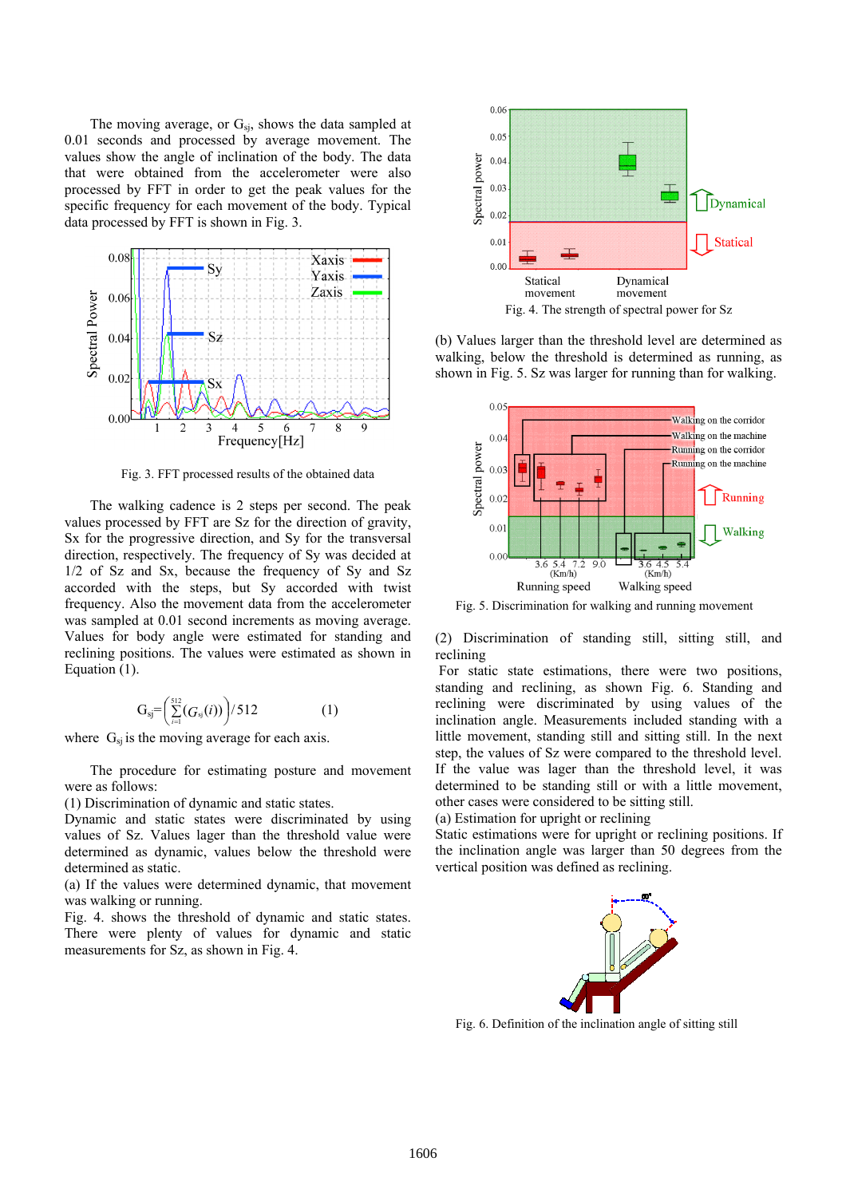The moving average, or $G_{sj}$, shows the data sampled at 0.01 seconds and processed by average movement. The values show the angle of inclination of the body. The data that were obtained from the accelerometer were also processed by FFT in order to get the peak values for the specific frequency for each movement of the body. Typical data processed by FFT is shown in Fig. 3.

Fig. 3. FFT processed results of the obtained data

The walking cadence is 2 steps per second. The peak values processed by FFT are Sz for the direction of gravity, Sx for the progressive direction, and Sy for the transversal direction, respectively. The frequency of Sy was decided at 1/2 of Sz and Sx, because the frequency of Sy and Sz accorded with the steps, but Sy accorded with twist frequency. Also the movement data from the accelerometer was sampled at 0.01 second increments as moving average. Values for body angle were estimated for standing and reclining positions. The values were estimated as shown in Equation (1).

$$G_{sj} = \left( \sum_{i=1}^{512} (G_{sj}(i)) \right) / 512 \qquad (1)$$

where $G_{sj}$ is the moving average for each axis.

The procedure for estimating posture and movement were as follows:

(1) Discrimination of dynamic and static states.

Dynamic and static states were discriminated by using values of Sz. Values lager than the threshold value were determined as dynamic, values below the threshold were determined as static.

(a) If the values were determined dynamic, that movement was walking or running.

Fig. 4. shows the threshold of dynamic and static states. There were plenty of values for dynamic and static measurements for Sz, as shown in Fig. 4.

Fig. 4. The strength of spectral power for Sz

(b) Values larger than the threshold level are determined as walking, below the threshold is determined as running, as shown in Fig. 5. Sz was larger for running than for walking.

Fig. 5. Discrimination for walking and running movement

(2) Discrimination of standing still, sitting still, and reclining

For static state estimations, there were two positions, standing and reclining, as shown Fig. 6. Standing and reclining were discriminated by using values of the inclination angle. Measurements included standing with a little movement, standing still and sitting still. In the next step, the values of Sz were compared to the threshold level. If the value was lager than the threshold level, it was determined to be standing still or with a little movement, other cases were considered to be sitting still.

(a) Estimation for upright or reclining

Static estimations were for upright or reclining positions. If the inclination angle was larger than 50 degrees from the vertical position was defined as reclining.

Fig. 6. Definition of the inclination angle of sitting still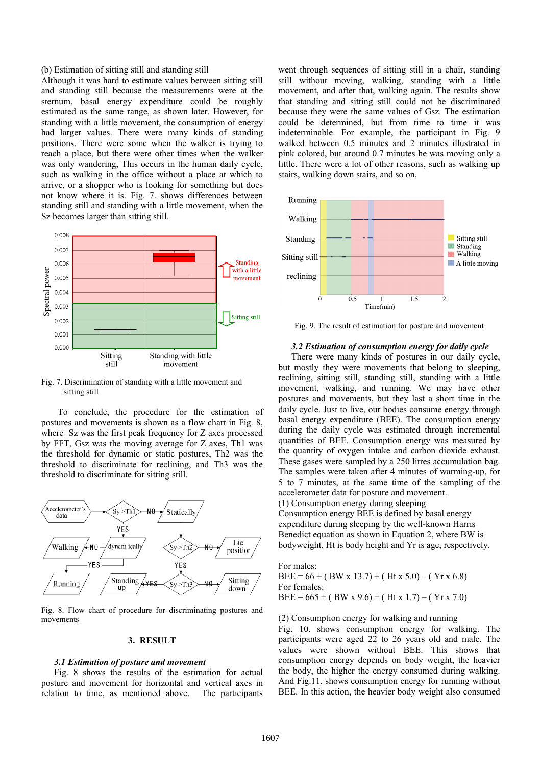(b) Estimation of sitting still and standing still

Although it was hard to estimate values between sitting still and standing still because the measurements were at the sternum, basal energy expenditure could be roughly estimated as the same range, as shown later. However, for standing with a little movement, the consumption of energy had larger values. There were many kinds of standing positions. There were some when the walker is trying to reach a place, but there were other times when the walker was only wandering, This occurs in the human daily cycle, such as walking in the office without a place at which to arrive, or a shopper who is looking for something but does not know where it is. Fig. 7. shows differences between standing still and standing with a little movement, when the Sz becomes larger than sitting still.

Fig. 7. Discrimination of standing with a little movement and sitting still

To conclude, the procedure for the estimation of postures and movements is shown as a flow chart in Fig. 8, where Sz was the first peak frequency for Z axes processed by FFT, Gsz was the moving average for Z axes, Th1 was the threshold for dynamic or static postures, Th2 was the threshold to discriminate for reclining, and Th3 was the threshold to discriminate for sitting still.

Fig. 8. Flow chart of procedure for discriminating postures and movements

## 3. RESULT

### *3.1 Estimation of posture and movement*

Fig. 8 shows the results of the estimation for actual posture and movement for horizontal and vertical axes in relation to time, as mentioned above. The participants went through sequences of sitting still in a chair, standing still without moving, walking, standing with a little movement, and after that, walking again. The results show that standing and sitting still could not be discriminated because they were the same values of Gsz. The estimation could be determined, but from time to time it was indeterminable. For example, the participant in Fig. 9 walked between 0.5 minutes and 2 minutes illustrated in pink colored, but around 0.7 minutes he was moving only a little. There were a lot of other reasons, such as walking up stairs, walking down stairs, and so on.

Fig. 9. The result of estimation for posture and movement

### *3.2 Estimation of consumption energy for daily cycle*

There were many kinds of postures in our daily cycle, but mostly they were movements that belong to sleeping, reclining, sitting still, standing still, standing with a little movement, walking, and running. We may have other postures and movements, but they last a short time in the daily cycle. Just to live, our bodies consume energy through basal energy expenditure (BEE). The consumption energy during the daily cycle was estimated through incremental quantities of BEE. Consumption energy was measured by the quantity of oxygen intake and carbon dioxide exhaust. These gases were sampled by a 250 litres accumulation bag. The samples were taken after 4 minutes of warming-up, for 5 to 7 minutes, at the same time of the sampling of the accelerometer data for posture and movement.

(1) Consumption energy during sleeping

Consumption energy BEE is defined by basal energy expenditure during sleeping by the well-known Harris Benedict equation as shown in Equation 2, where BW is bodyweight, Ht is body height and Yr is age, respectively.

For males:

$$BEE = 66 + ( BW \times 13.7) + ( Ht \times 5.0) - ( Yr \times 6.8)$$

For females:

$$BEE = 665 + ( BW \times 9.6) + ( Ht \times 1.7) - ( Yr \times 7.0)$$

(2) Consumption energy for walking and running

Fig. 10. shows consumption energy for walking. The participants were aged 22 to 26 years old and male. The values were shown without BEE. This shows that consumption energy depends on body weight, the heavier the body, the higher the energy consumed during walking. And Fig.11. shows consumption energy for running without BEE. In this action, the heavier body weight also consumed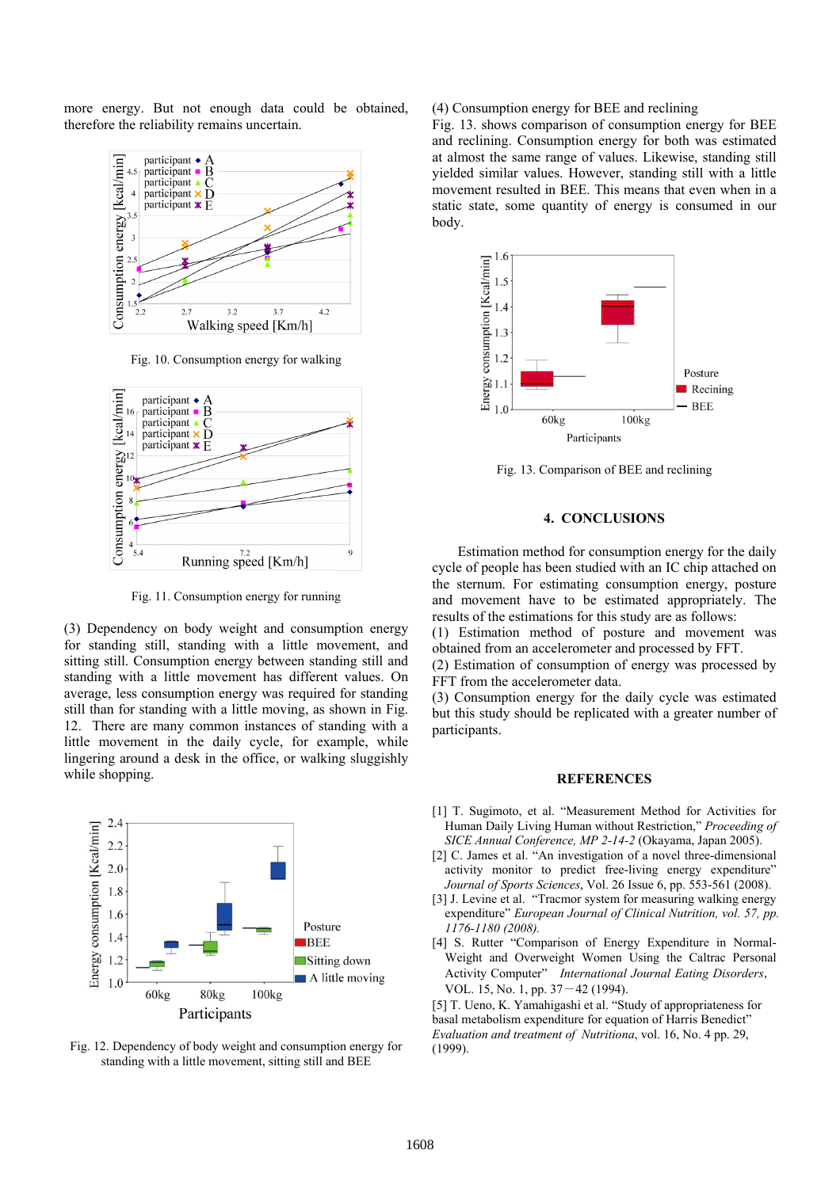more energy. But not enough data could be obtained, therefore the reliability remains uncertain.

participant ◆ A
participant ■ B
participant ▲ C
participant ✕ D
participant ✱ E

Consumption energy [kcal/min]

4.5
4
3.5
3
2.5
2
1.5

2.2
2.7
3.2
3.7
4.2

Walking speed [Km/h]

Fig. 10. Consumption energy for walking

participant ◆ A
participant ■ B
participant ▲ C
participant ✕ D
participant ✱ E

Consumption energy [kcal/min]

16
14
12
10
8
6
4

5.4
7.2
9

Running speed [Km/h]

Fig. 11. Consumption energy for running

(3) Dependency on body weight and consumption energy for standing still, standing with a little movement, and sitting still. Consumption energy between standing still and standing with a little movement has different values. On average, less consumption energy was required for standing still than for standing with a little moving, as shown in Fig. 12. There are many common instances of standing with a little movement in the daily cycle, for example, while lingering around a desk in the office, or walking sluggishly while shopping.

Energy consumption [Kcal/min]

2.4
2.2
2.0
1.8
1.6
1.4
1.2
1.0

60kg
80kg
100kg

Participants

Posture
BEE
Sitting down
A little moving

Fig. 12. Dependency of body weight and consumption energy for standing with a little movement, sitting still and BEE

(4) Consumption energy for BEE and reclining

Fig. 13. shows comparison of consumption energy for BEE and reclining. Consumption energy for both was estimated at almost the same range of values. Likewise, standing still yielded similar values. However, standing still with a little movement resulted in BEE. This means that even when in a static state, some quantity of energy is consumed in our body.

Energy consumption [Kcal/min]

1.6
1.5
1.4
1.3
1.2
1.1
1.0

60kg
100kg

Participants

Posture
Recining
BEE

Fig. 13. Comparison of BEE and reclining

## 4. CONCLUSIONS

Estimation method for consumption energy for the daily cycle of people has been studied with an IC chip attached on the sternum. For estimating consumption energy, posture and movement have to be estimated appropriately. The results of the estimations for this study are as follows:

(1) Estimation method of posture and movement was obtained from an accelerometer and processed by FFT.

(2) Estimation of consumption of energy was processed by FFT from the accelerometer data.

(3) Consumption energy for the daily cycle was estimated but this study should be replicated with a greater number of participants.

## REFERENCES

[1] T. Sugimoto, et al. "Measurement Method for Activities for Human Daily Living Human without Restriction," *Proceeding of SICE Annual Conference, MP 2-14-2* (Okayama, Japan 2005).

[2] C. James et al. "An investigation of a novel three-dimensional activity monitor to predict free-living energy expenditure" *Journal of Sports Sciences*, Vol. 26 Issue 6, pp. 553-561 (2008).

[3] J. Levine et al. "Tracmor system for measuring walking energy expenditure" *European Journal of Clinical Nutrition, vol. 57, pp. 1176-1180 (2008).*

[4] S. Rutter "Comparison of Energy Expenditure in Normal-Weight and Overweight Women Using the Caltrac Personal Activity Computer" *International Journal Eating Disorders*, VOL. 15, No. 1, pp. 37－42 (1994).

[5] T. Ueno, K. Yamahigashi et al. "Study of appropriateness for basal metabolism expenditure for equation of Harris Benedict" *Evaluation and treatment of Nutritiona*, vol. 16, No. 4 pp. 29, (1999).